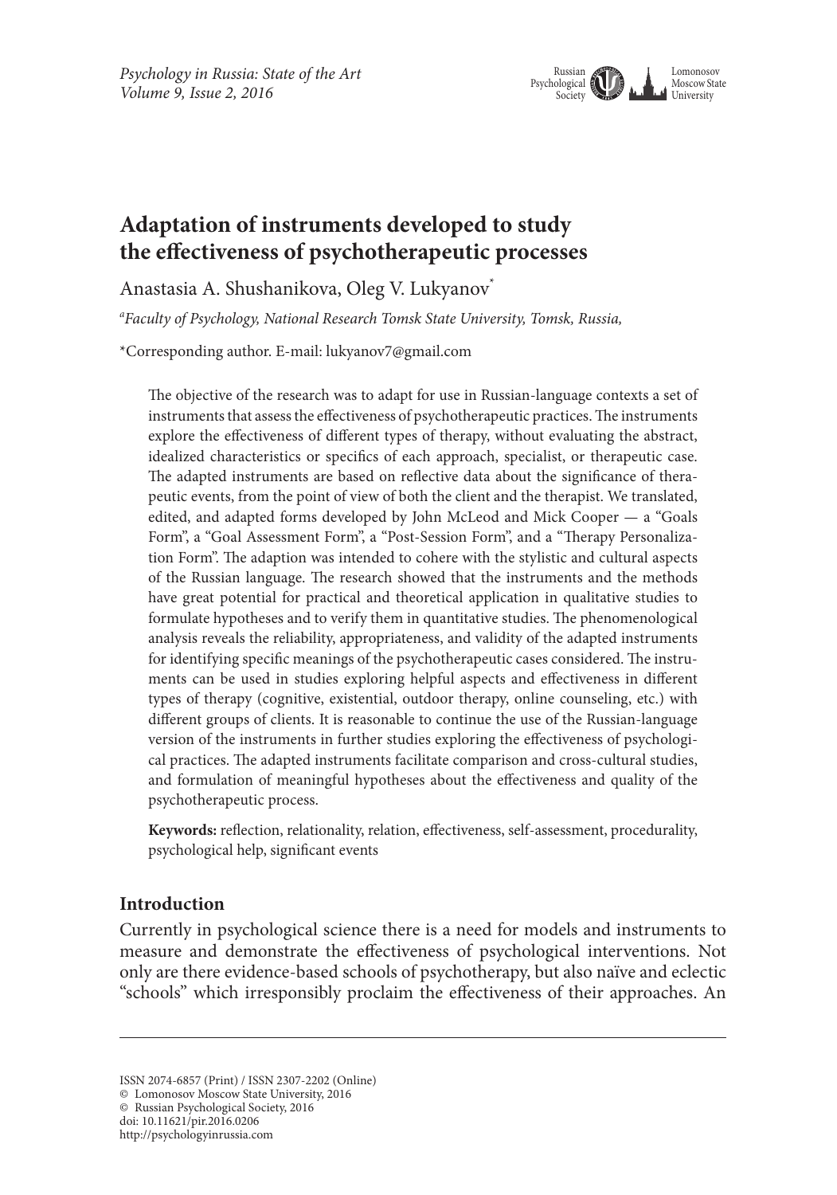# Adaptation of instruments developed to study the effectiveness of psychotherapeutic processes

Anastasia A. Shushanikova, Oleg V. Lukyanov*

[a]*Faculty of Psychology, National Research Tomsk State University, Tomsk, Russia,*

*Corresponding author. E-mail: lukyanov7@gmail.com

The objective of the research was to adapt for use in Russian-language contexts a set of instruments that assess the effectiveness of psychotherapeutic practices. The instruments explore the effectiveness of different types of therapy, without evaluating the abstract, idealized characteristics or specifics of each approach, specialist, or therapeutic case. The adapted instruments are based on reflective data about the significance of therapeutic events, from the point of view of both the client and the therapist. We translated, edited, and adapted forms developed by John McLeod and Mick Cooper — a "Goals Form", a "Goal Assessment Form", a "Post-Session Form", and a "Therapy Personalization Form". The adaption was intended to cohere with the stylistic and cultural aspects of the Russian language. The research showed that the instruments and the methods have great potential for practical and theoretical application in qualitative studies to formulate hypotheses and to verify them in quantitative studies. The phenomenological analysis reveals the reliability, appropriateness, and validity of the adapted instruments for identifying specific meanings of the psychotherapeutic cases considered. The instruments can be used in studies exploring helpful aspects and effectiveness in different types of therapy (cognitive, existential, outdoor therapy, online counseling, etc.) with different groups of clients. It is reasonable to continue the use of the Russian-language version of the instruments in further studies exploring the effectiveness of psychological practices. The adapted instruments facilitate comparison and cross-cultural studies, and formulation of meaningful hypotheses about the effectiveness and quality of the psychotherapeutic process.

**Keywords:** reflection, relationality, relation, effectiveness, self-assessment, procedurality, psychological help, significant events

## Introduction

Currently in psychological science there is a need for models and instruments to measure and demonstrate the effectiveness of psychological interventions. Not only are there evidence-based schools of psychotherapy, but also naïve and eclectic "schools" which irresponsibly proclaim the effectiveness of their approaches. An

ISSN 2074-6857 (Print) / ISSN 2307-2202 (Online)
© Lomonosov Moscow State University, 2016
© Russian Psychological Society, 2016
doi: 10.11621/pir.2016.0206
http://psychologyinrussia.com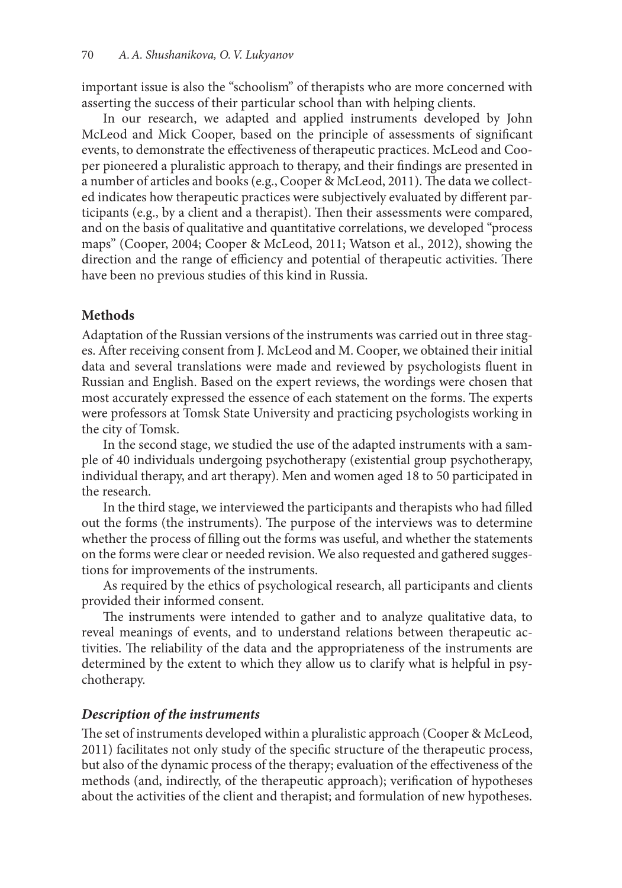important issue is also the "schoolism" of therapists who are more concerned with asserting the success of their particular school than with helping clients.

In our research, we adapted and applied instruments developed by John McLeod and Mick Cooper, based on the principle of assessments of significant events, to demonstrate the effectiveness of therapeutic practices. McLeod and Cooper pioneered a pluralistic approach to therapy, and their findings are presented in a number of articles and books (e.g., Cooper & McLeod, 2011). The data we collected indicates how therapeutic practices were subjectively evaluated by different participants (e.g., by a client and a therapist). Then their assessments were compared, and on the basis of qualitative and quantitative correlations, we developed "process maps" (Cooper, 2004; Cooper & McLeod, 2011; Watson et al., 2012), showing the direction and the range of efficiency and potential of therapeutic activities. There have been no previous studies of this kind in Russia.

## Methods

Adaptation of the Russian versions of the instruments was carried out in three stages. After receiving consent from J. McLeod and M. Cooper, we obtained their initial data and several translations were made and reviewed by psychologists fluent in Russian and English. Based on the expert reviews, the wordings were chosen that most accurately expressed the essence of each statement on the forms. The experts were professors at Tomsk State University and practicing psychologists working in the city of Tomsk.

In the second stage, we studied the use of the adapted instruments with a sample of 40 individuals undergoing psychotherapy (existential group psychotherapy, individual therapy, and art therapy). Men and women aged 18 to 50 participated in the research.

In the third stage, we interviewed the participants and therapists who had filled out the forms (the instruments). The purpose of the interviews was to determine whether the process of filling out the forms was useful, and whether the statements on the forms were clear or needed revision. We also requested and gathered suggestions for improvements of the instruments.

As required by the ethics of psychological research, all participants and clients provided their informed consent.

The instruments were intended to gather and to analyze qualitative data, to reveal meanings of events, and to understand relations between therapeutic activities. The reliability of the data and the appropriateness of the instruments are determined by the extent to which they allow us to clarify what is helpful in psychotherapy.

### *Description of the instruments*

The set of instruments developed within a pluralistic approach (Cooper & McLeod, 2011) facilitates not only study of the specific structure of the therapeutic process, but also of the dynamic process of the therapy; evaluation of the effectiveness of the methods (and, indirectly, of the therapeutic approach); verification of hypotheses about the activities of the client and therapist; and formulation of new hypotheses.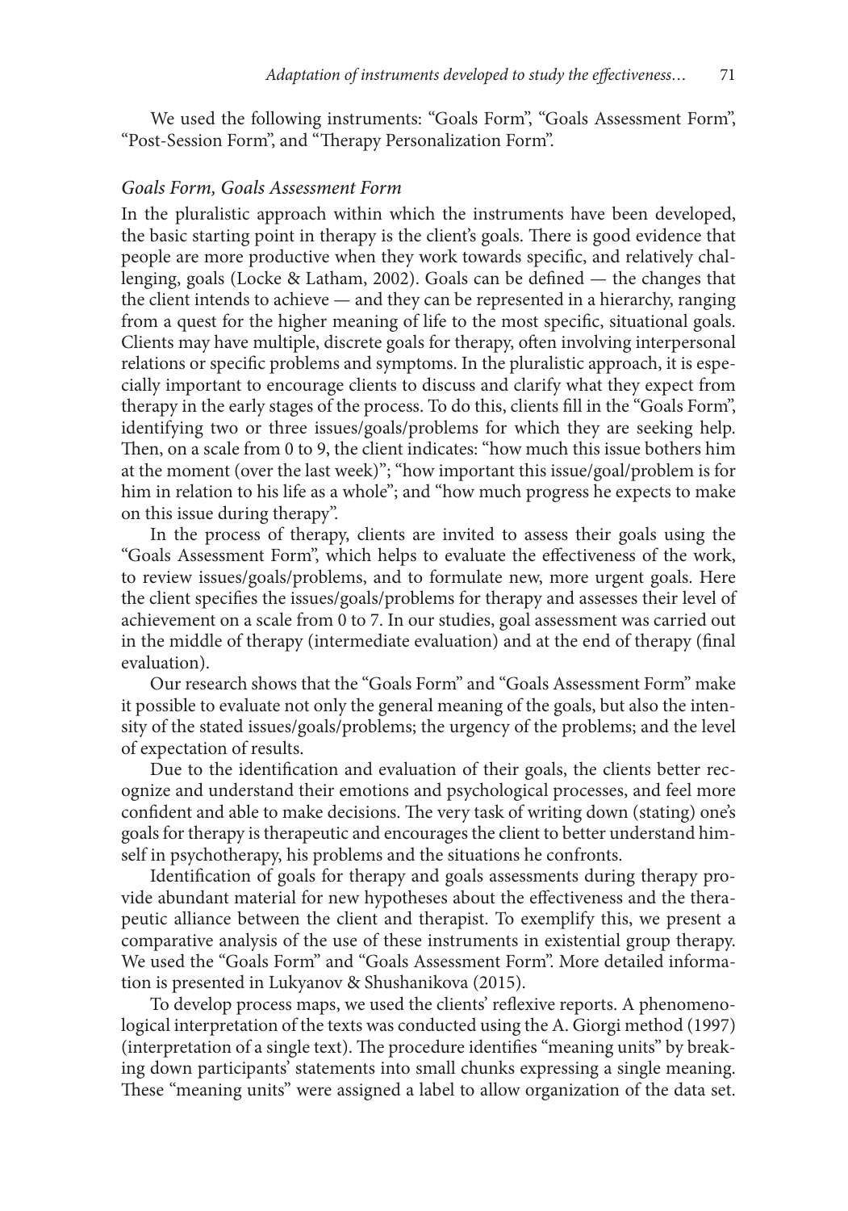We used the following instruments: "Goals Form", "Goals Assessment Form", "Post-Session Form", and "Therapy Personalization Form".

### *Goals Form, Goals Assessment Form*

In the pluralistic approach within which the instruments have been developed, the basic starting point in therapy is the client's goals. There is good evidence that people are more productive when they work towards specific, and relatively challenging, goals (Locke & Latham, 2002). Goals can be defined — the changes that the client intends to achieve — and they can be represented in a hierarchy, ranging from a quest for the higher meaning of life to the most specific, situational goals. Clients may have multiple, discrete goals for therapy, often involving interpersonal relations or specific problems and symptoms. In the pluralistic approach, it is especially important to encourage clients to discuss and clarify what they expect from therapy in the early stages of the process. To do this, clients fill in the "Goals Form", identifying two or three issues/goals/problems for which they are seeking help. Then, on a scale from 0 to 9, the client indicates: "how much this issue bothers him at the moment (over the last week)"; "how important this issue/goal/problem is for him in relation to his life as a whole"; and "how much progress he expects to make on this issue during therapy".

In the process of therapy, clients are invited to assess their goals using the "Goals Assessment Form", which helps to evaluate the effectiveness of the work, to review issues/goals/problems, and to formulate new, more urgent goals. Here the client specifies the issues/goals/problems for therapy and assesses their level of achievement on a scale from 0 to 7. In our studies, goal assessment was carried out in the middle of therapy (intermediate evaluation) and at the end of therapy (final evaluation).

Our research shows that the "Goals Form" and "Goals Assessment Form" make it possible to evaluate not only the general meaning of the goals, but also the intensity of the stated issues/goals/problems; the urgency of the problems; and the level of expectation of results.

Due to the identification and evaluation of their goals, the clients better recognize and understand their emotions and psychological processes, and feel more confident and able to make decisions. The very task of writing down (stating) one's goals for therapy is therapeutic and encourages the client to better understand himself in psychotherapy, his problems and the situations he confronts.

Identification of goals for therapy and goals assessments during therapy provide abundant material for new hypotheses about the effectiveness and the therapeutic alliance between the client and therapist. To exemplify this, we present a comparative analysis of the use of these instruments in existential group therapy. We used the "Goals Form" and "Goals Assessment Form". More detailed information is presented in Lukyanov & Shushanikova (2015).

To develop process maps, we used the clients' reflexive reports. A phenomenological interpretation of the texts was conducted using the A. Giorgi method (1997) (interpretation of a single text). The procedure identifies "meaning units" by breaking down participants' statements into small chunks expressing a single meaning. These "meaning units" were assigned a label to allow organization of the data set.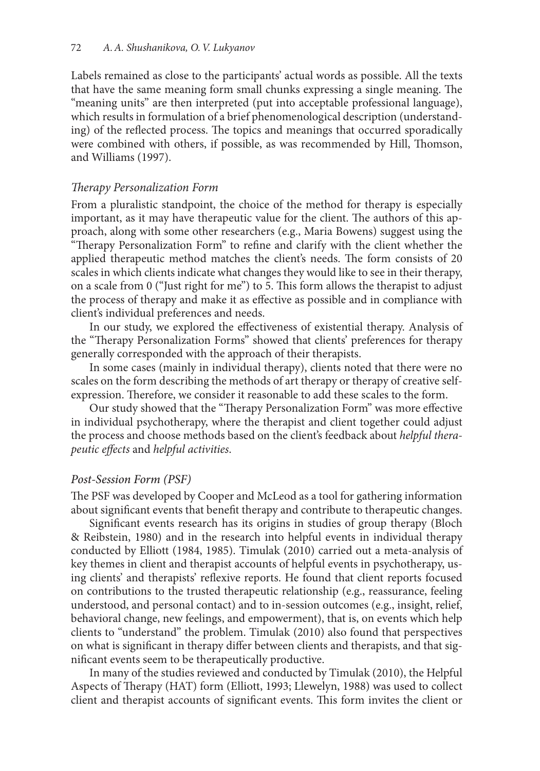Labels remained as close to the participants' actual words as possible. All the texts that have the same meaning form small chunks expressing a single meaning. The "meaning units" are then interpreted (put into acceptable professional language), which results in formulation of a brief phenomenological description (understanding) of the reflected process. The topics and meanings that occurred sporadically were combined with others, if possible, as was recommended by Hill, Thomson, and Williams (1997).

### *Therapy Personalization Form*

From a pluralistic standpoint, the choice of the method for therapy is especially important, as it may have therapeutic value for the client. The authors of this approach, along with some other researchers (e.g., Maria Bowens) suggest using the "Therapy Personalization Form" to refine and clarify with the client whether the applied therapeutic method matches the client's needs. The form consists of 20 scales in which clients indicate what changes they would like to see in their therapy, on a scale from 0 ("Just right for me") to 5. This form allows the therapist to adjust the process of therapy and make it as effective as possible and in compliance with client's individual preferences and needs.

In our study, we explored the effectiveness of existential therapy. Analysis of the "Therapy Personalization Forms" showed that clients' preferences for therapy generally corresponded with the approach of their therapists.

In some cases (mainly in individual therapy), clients noted that there were no scales on the form describing the methods of art therapy or therapy of creative self-expression. Therefore, we consider it reasonable to add these scales to the form.

Our study showed that the "Therapy Personalization Form" was more effective in individual psychotherapy, where the therapist and client together could adjust the process and choose methods based on the client's feedback about *helpful therapeutic effects* and *helpful activities*.

### *Post-Session Form (PSF)*

The PSF was developed by Cooper and McLeod as a tool for gathering information about significant events that benefit therapy and contribute to therapeutic changes.

Significant events research has its origins in studies of group therapy (Bloch & Reibstein, 1980) and in the research into helpful events in individual therapy conducted by Elliott (1984, 1985). Timulak (2010) carried out a meta-analysis of key themes in client and therapist accounts of helpful events in psychotherapy, using clients' and therapists' reflexive reports. He found that client reports focused on contributions to the trusted therapeutic relationship (e.g., reassurance, feeling understood, and personal contact) and to in-session outcomes (e.g., insight, relief, behavioral change, new feelings, and empowerment), that is, on events which help clients to "understand" the problem. Timulak (2010) also found that perspectives on what is significant in therapy differ between clients and therapists, and that significant events seem to be therapeutically productive.

In many of the studies reviewed and conducted by Timulak (2010), the Helpful Aspects of Therapy (HAT) form (Elliott, 1993; Llewelyn, 1988) was used to collect client and therapist accounts of significant events. This form invites the client or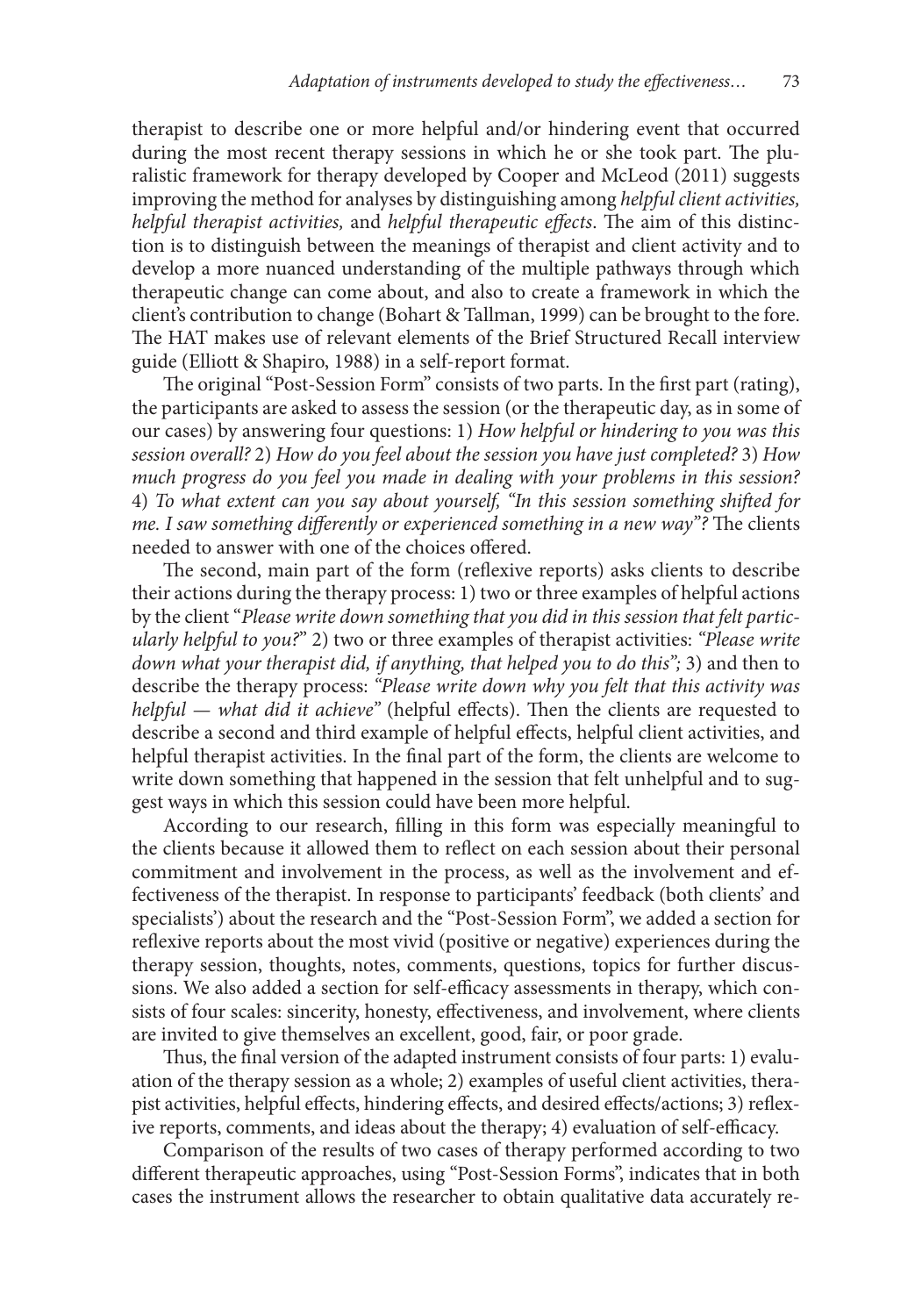therapist to describe one or more helpful and/or hindering event that occurred during the most recent therapy sessions in which he or she took part. The pluralistic framework for therapy developed by Cooper and McLeod (2011) suggests improving the method for analyses by distinguishing among *helpful client activities, helpful therapist activities,* and *helpful therapeutic effects*. The aim of this distinction is to distinguish between the meanings of therapist and client activity and to develop a more nuanced understanding of the multiple pathways through which therapeutic change can come about, and also to create a framework in which the client's contribution to change (Bohart & Tallman, 1999) can be brought to the fore. The HAT makes use of relevant elements of the Brief Structured Recall interview guide (Elliott & Shapiro, 1988) in a self-report format.

The original "Post-Session Form" consists of two parts. In the first part (rating), the participants are asked to assess the session (or the therapeutic day, as in some of our cases) by answering four questions: 1) *How helpful or hindering to you was this session overall?* 2) *How do you feel about the session you have just completed?* 3) *How much progress do you feel you made in dealing with your problems in this session?* 4) *To what extent can you say about yourself, "In this session something shifted for me. I saw something differently or experienced something in a new way"?* The clients needed to answer with one of the choices offered.

The second, main part of the form (reflexive reports) asks clients to describe their actions during the therapy process: 1) two or three examples of helpful actions by the client "*Please write down something that you did in this session that felt particularly helpful to you?*" 2) two or three examples of therapist activities: *"Please write down what your therapist did, if anything, that helped you to do this";* 3) and then to describe the therapy process: *"Please write down why you felt that this activity was helpful — what did it achieve"* (helpful effects). Then the clients are requested to describe a second and third example of helpful effects, helpful client activities, and helpful therapist activities. In the final part of the form, the clients are welcome to write down something that happened in the session that felt unhelpful and to suggest ways in which this session could have been more helpful.

According to our research, filling in this form was especially meaningful to the clients because it allowed them to reflect on each session about their personal commitment and involvement in the process, as well as the involvement and effectiveness of the therapist. In response to participants' feedback (both clients' and specialists') about the research and the "Post-Session Form", we added a section for reflexive reports about the most vivid (positive or negative) experiences during the therapy session, thoughts, notes, comments, questions, topics for further discussions. We also added a section for self-efficacy assessments in therapy, which consists of four scales: sincerity, honesty, effectiveness, and involvement, where clients are invited to give themselves an excellent, good, fair, or poor grade.

Thus, the final version of the adapted instrument consists of four parts: 1) evaluation of the therapy session as a whole; 2) examples of useful client activities, therapist activities, helpful effects, hindering effects, and desired effects/actions; 3) reflexive reports, comments, and ideas about the therapy; 4) evaluation of self-efficacy.

Comparison of the results of two cases of therapy performed according to two different therapeutic approaches, using "Post-Session Forms", indicates that in both cases the instrument allows the researcher to obtain qualitative data accurately re-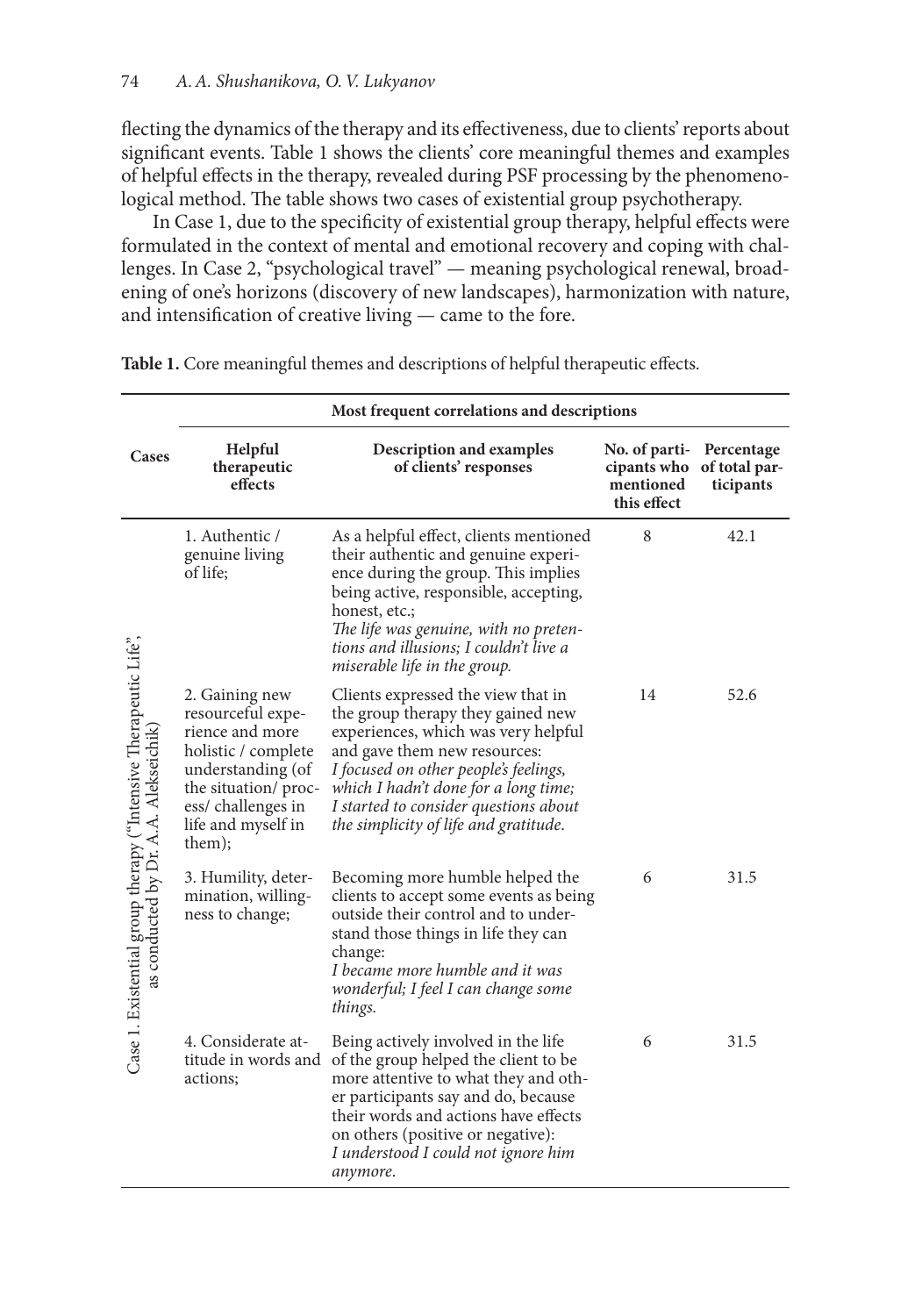flecting the dynamics of the therapy and its effectiveness, due to clients' reports about significant events. Table 1 shows the clients' core meaningful themes and examples of helpful effects in the therapy, revealed during PSF processing by the phenomenological method. The table shows two cases of existential group psychotherapy.

In Case 1, due to the specificity of existential group therapy, helpful effects were formulated in the context of mental and emotional recovery and coping with challenges. In Case 2, "psychological travel" — meaning psychological renewal, broadening of one's horizons (discovery of new landscapes), harmonization with nature, and intensification of creative living — came to the fore.

**Table 1.** Core meaningful themes and descriptions of helpful therapeutic effects.

| Cases | Most frequent correlations and descriptions | | | |
|---|---|---|---|---|
| | **Helpful therapeutic effects** | **Description and examples of clients' responses** | **No. of participants who mentioned this effect** | **Percentage of total participants** |
| Case 1. Existential group therapy ("Intensive Therapeutic Life", as conducted by Dr. A.A. Alekseichik) | 1. Authentic / genuine living of life; | As a helpful effect, clients mentioned their authentic and genuine experience during the group. This implies being active, responsible, accepting, honest, etc.; *The life was genuine, with no pretentions and illusions; I couldn't live a miserable life in the group.* | 8 | 42.1 |
| | 2. Gaining new resourceful experience and more holistic / complete understanding (of the situation/ process/ challenges in life and myself in them); | Clients expressed the view that in the group therapy they gained new experiences, which was very helpful and gave them new resources: *I focused on other people's feelings, which I hadn't done for a long time; I started to consider questions about the simplicity of life and gratitude.* | 14 | 52.6 |
| | 3. Humility, determination, willingness to change; | Becoming more humble helped the clients to accept some events as being outside their control and to understand those things in life they can change: *I became more humble and it was wonderful; I feel I can change some things.* | 6 | 31.5 |
| | 4. Considerate attitude in words and actions; | Being actively involved in the life of the group helped the client to be more attentive to what they and other participants say and do, because their words and actions have effects on others (positive or negative): *I understood I could not ignore him anymore.* | 6 | 31.5 |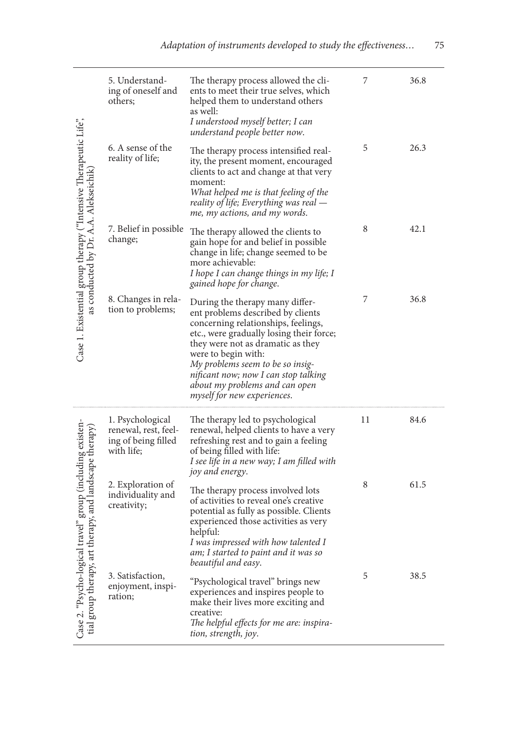| | | | | |
|---|---|---|---|---|
| Case 1. Existential group therapy ("Intensive Therapeutic Life", as conducted by Dr. A.A. Alekseichik) | 5. Understanding of oneself and others; | The therapy process allowed the clients to meet their true selves, which helped them to understand others as well: *I understood myself better; I can understand people better now.* | 7 | 36.8 |
| | 6. A sense of the reality of life; | The therapy process intensified reality, the present moment, encouraged clients to act and change at that very moment: *What helped me is that feeling of the reality of life; Everything was real — me, my actions, and my words.* | 5 | 26.3 |
| | 7. Belief in possible change; | The therapy allowed the clients to gain hope for and belief in possible change in life; change seemed to be more achievable: *I hope I can change things in my life; I gained hope for change.* | 8 | 42.1 |
| | 8. Changes in relation to problems; | During the therapy many different problems described by clients concerning relationships, feelings, etc., were gradually losing their force; they were not as dramatic as they were to begin with: *My problems seem to be so insignificant now; now I can stop talking about my problems and can open myself for new experiences.* | 7 | 36.8 |
| Case 2. "Psycho-logical travel" group (including existential group therapy, art therapy, and landscape therapy) | 1. Psychological renewal, rest, feeling of being filled with life; | The therapy led to psychological renewal, helped clients to have a very refreshing rest and to gain a feeling of being filled with life: *I see life in a new way; I am filled with joy and energy.* | 11 | 84.6 |
| | 2. Exploration of individuality and creativity; | The therapy process involved lots of activities to reveal one's creative potential as fully as possible. Clients experienced those activities as very helpful: *I was impressed with how talented I am; I started to paint and it was so beautiful and easy.* | 8 | 61.5 |
| | 3. Satisfaction, enjoyment, inspiration; | "Psychological travel" brings new experiences and inspires people to make their lives more exciting and creative: *The helpful effects for me are: inspiration, strength, joy.* | 5 | 38.5 |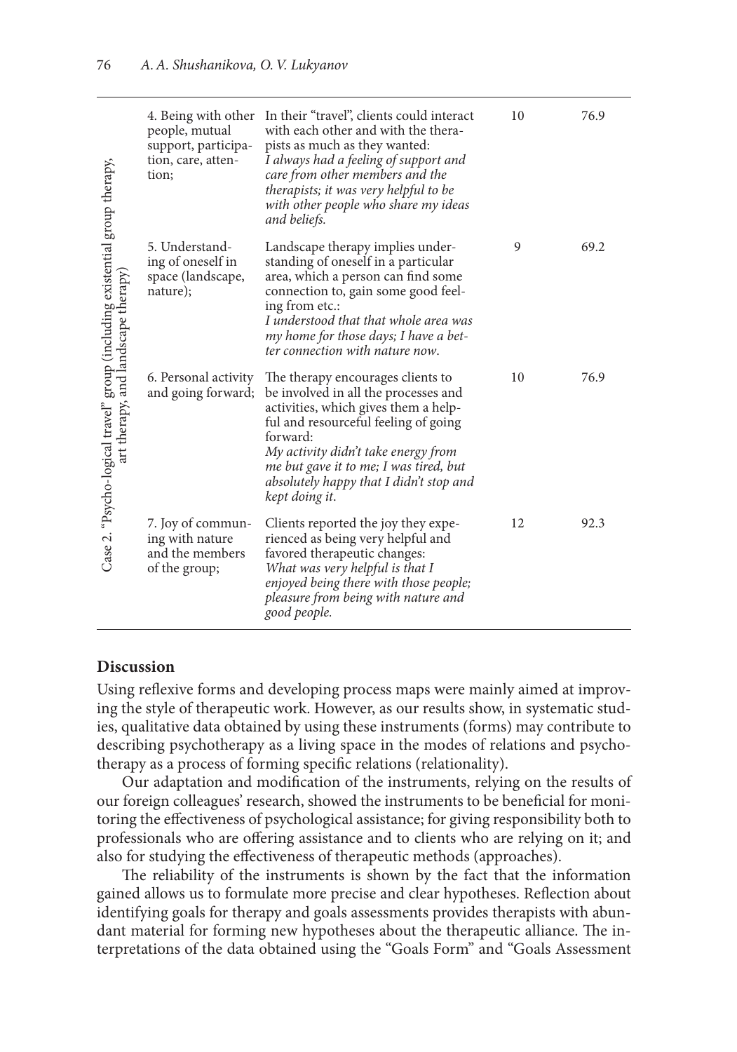| | | | | |
|---|---|---|---|---|
| Case 2. "Psycho-logical travel" group (including existential group therapy, art therapy, and landscape therapy) | 4. Being with other people, mutual support, participation, care, attention; | In their "travel", clients could interact with each other and with the therapists as much as they wanted: *I always had a feeling of support and care from other members and the therapists; it was very helpful to be with other people who share my ideas and beliefs.* | 10 | 76.9 |
| | 5. Understanding of oneself in space (landscape, nature); | Landscape therapy implies understanding of oneself in a particular area, which a person can find some connection to, gain some good feeling from etc.: *I understood that that whole area was my home for those days; I have a better connection with nature now.* | 9 | 69.2 |
| | 6. Personal activity and going forward; | The therapy encourages clients to be involved in all the processes and activities, which gives them a helpful and resourceful feeling of going forward: *My activity didn't take energy from me but gave it to me; I was tired, but absolutely happy that I didn't stop and kept doing it.* | 10 | 76.9 |
| | 7. Joy of communing with nature and the members of the group; | Clients reported the joy they experienced as being very helpful and favored therapeutic changes: *What was very helpful is that I enjoyed being there with those people; pleasure from being with nature and good people.* | 12 | 92.3 |

## Discussion

Using reflexive forms and developing process maps were mainly aimed at improving the style of therapeutic work. However, as our results show, in systematic studies, qualitative data obtained by using these instruments (forms) may contribute to describing psychotherapy as a living space in the modes of relations and psychotherapy as a process of forming specific relations (relationality).

Our adaptation and modification of the instruments, relying on the results of our foreign colleagues' research, showed the instruments to be beneficial for monitoring the effectiveness of psychological assistance; for giving responsibility both to professionals who are offering assistance and to clients who are relying on it; and also for studying the effectiveness of therapeutic methods (approaches).

The reliability of the instruments is shown by the fact that the information gained allows us to formulate more precise and clear hypotheses. Reflection about identifying goals for therapy and goals assessments provides therapists with abundant material for forming new hypotheses about the therapeutic alliance. The interpretations of the data obtained using the "Goals Form" and "Goals Assessment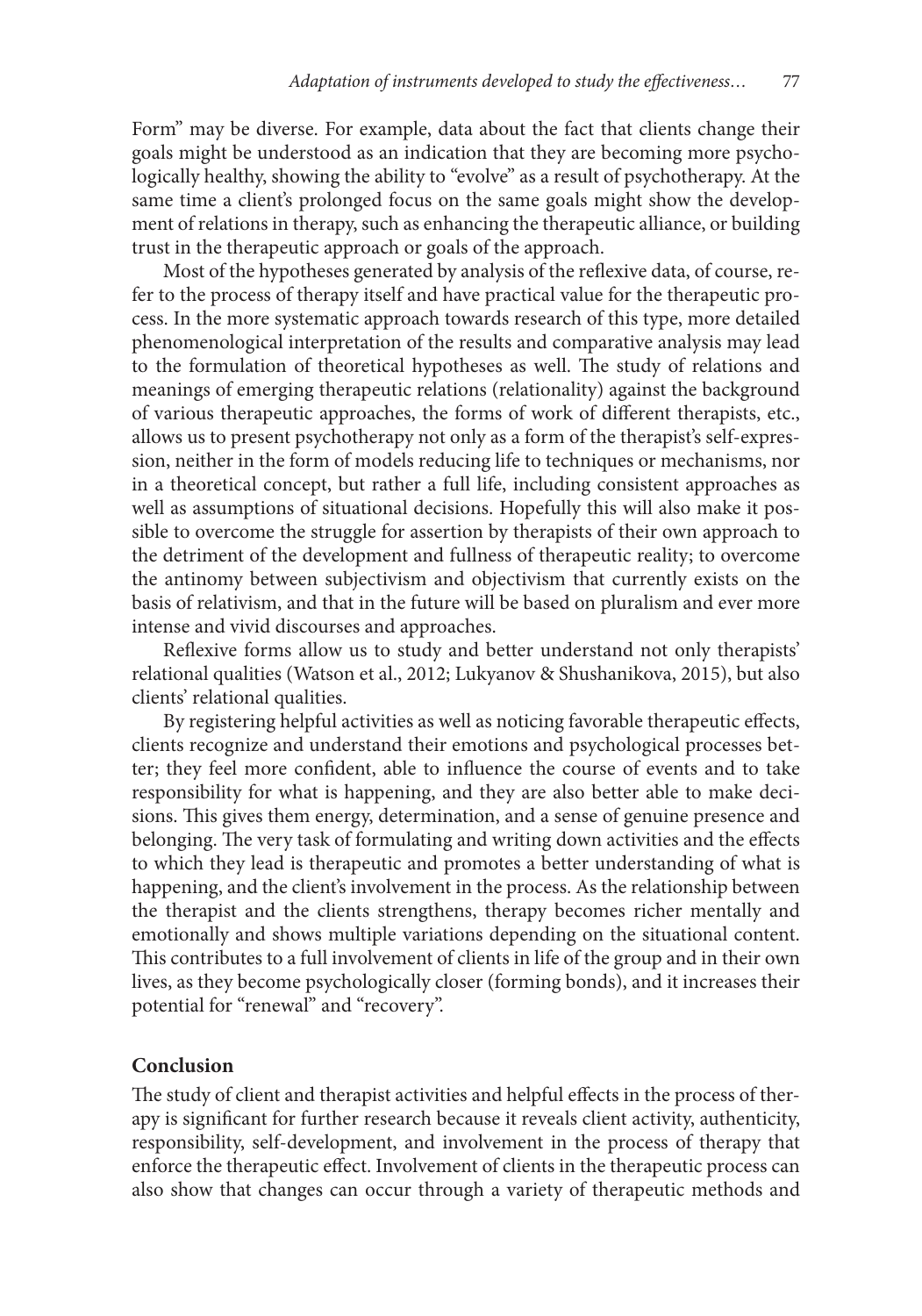Form" may be diverse. For example, data about the fact that clients change their goals might be understood as an indication that they are becoming more psychologically healthy, showing the ability to "evolve" as a result of psychotherapy. At the same time a client's prolonged focus on the same goals might show the development of relations in therapy, such as enhancing the therapeutic alliance, or building trust in the therapeutic approach or goals of the approach.

Most of the hypotheses generated by analysis of the reflexive data, of course, refer to the process of therapy itself and have practical value for the therapeutic process. In the more systematic approach towards research of this type, more detailed phenomenological interpretation of the results and comparative analysis may lead to the formulation of theoretical hypotheses as well. The study of relations and meanings of emerging therapeutic relations (relationality) against the background of various therapeutic approaches, the forms of work of different therapists, etc., allows us to present psychotherapy not only as a form of the therapist's self-expression, neither in the form of models reducing life to techniques or mechanisms, nor in a theoretical concept, but rather a full life, including consistent approaches as well as assumptions of situational decisions. Hopefully this will also make it possible to overcome the struggle for assertion by therapists of their own approach to the detriment of the development and fullness of therapeutic reality; to overcome the antinomy between subjectivism and objectivism that currently exists on the basis of relativism, and that in the future will be based on pluralism and ever more intense and vivid discourses and approaches.

Reflexive forms allow us to study and better understand not only therapists' relational qualities (Watson et al., 2012; Lukyanov & Shushanikova, 2015), but also clients' relational qualities.

By registering helpful activities as well as noticing favorable therapeutic effects, clients recognize and understand their emotions and psychological processes better; they feel more confident, able to influence the course of events and to take responsibility for what is happening, and they are also better able to make decisions. This gives them energy, determination, and a sense of genuine presence and belonging. The very task of formulating and writing down activities and the effects to which they lead is therapeutic and promotes a better understanding of what is happening, and the client's involvement in the process. As the relationship between the therapist and the clients strengthens, therapy becomes richer mentally and emotionally and shows multiple variations depending on the situational content. This contributes to a full involvement of clients in life of the group and in their own lives, as they become psychologically closer (forming bonds), and it increases their potential for "renewal" and "recovery".

## Conclusion

The study of client and therapist activities and helpful effects in the process of therapy is significant for further research because it reveals client activity, authenticity, responsibility, self-development, and involvement in the process of therapy that enforce the therapeutic effect. Involvement of clients in the therapeutic process can also show that changes can occur through a variety of therapeutic methods and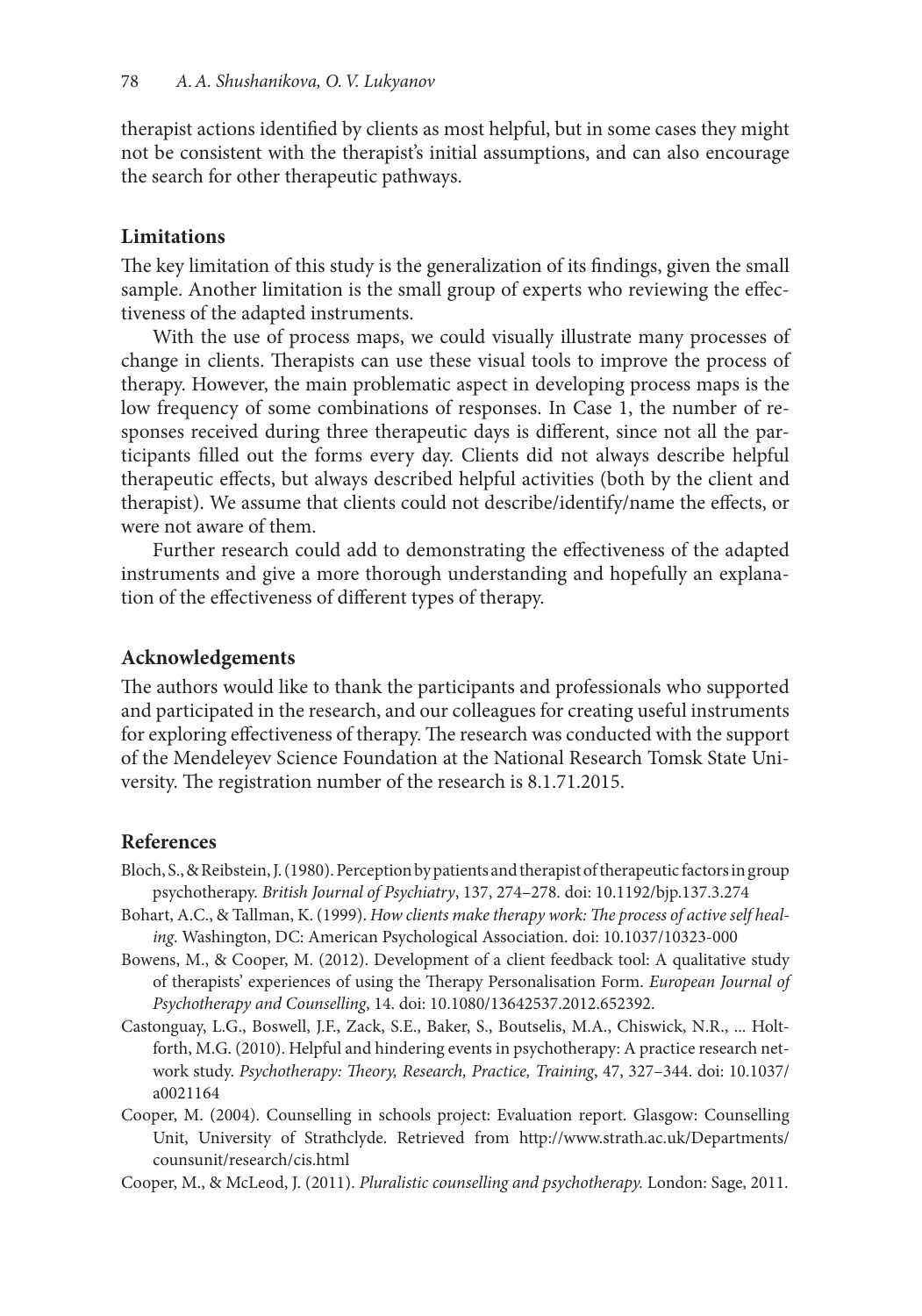therapist actions identified by clients as most helpful, but in some cases they might not be consistent with the therapist's initial assumptions, and can also encourage the search for other therapeutic pathways.

## Limitations

The key limitation of this study is the generalization of its findings, given the small sample. Another limitation is the small group of experts who reviewing the effectiveness of the adapted instruments.

With the use of process maps, we could visually illustrate many processes of change in clients. Therapists can use these visual tools to improve the process of therapy. However, the main problematic aspect in developing process maps is the low frequency of some combinations of responses. In Case 1, the number of responses received during three therapeutic days is different, since not all the participants filled out the forms every day. Clients did not always describe helpful therapeutic effects, but always described helpful activities (both by the client and therapist). We assume that clients could not describe/identify/name the effects, or were not aware of them.

Further research could add to demonstrating the effectiveness of the adapted instruments and give a more thorough understanding and hopefully an explanation of the effectiveness of different types of therapy.

## Acknowledgements

The authors would like to thank the participants and professionals who supported and participated in the research, and our colleagues for creating useful instruments for exploring effectiveness of therapy. The research was conducted with the support of the Mendeleyev Science Foundation at the National Research Tomsk State University. The registration number of the research is 8.1.71.2015.

## References

Bloch, S., & Reibstein, J. (1980). Perception by patients and therapist of therapeutic factors in group psychotherapy. *British Journal of Psychiatry*, 137, 274–278. doi: 10.1192/bjp.137.3.274

Bohart, A.C., & Tallman, K. (1999). *How clients make therapy work: The process of active self healing*. Washington, DC: American Psychological Association. doi: 10.1037/10323-000

Bowens, M., & Cooper, M. (2012). Development of a client feedback tool: A qualitative study of therapists' experiences of using the Therapy Personalisation Form. *European Journal of Psychotherapy and Counselling*, 14. doi: 10.1080/13642537.2012.652392.

Castonguay, L.G., Boswell, J.F., Zack, S.E., Baker, S., Boutselis, M.A., Chiswick, N.R., ... Holtforth, M.G. (2010). Helpful and hindering events in psychotherapy: A practice research network study. *Psychotherapy: Theory, Research, Practice, Training*, 47, 327–344. doi: 10.1037/a0021164

Cooper, M. (2004). Counselling in schools project: Evaluation report. Glasgow: Counselling Unit, University of Strathclyde. Retrieved from http://www.strath.ac.uk/Departments/counsunit/research/cis.html

Cooper, M., & McLeod, J. (2011). *Pluralistic counselling and psychotherapy.* London: Sage, 2011.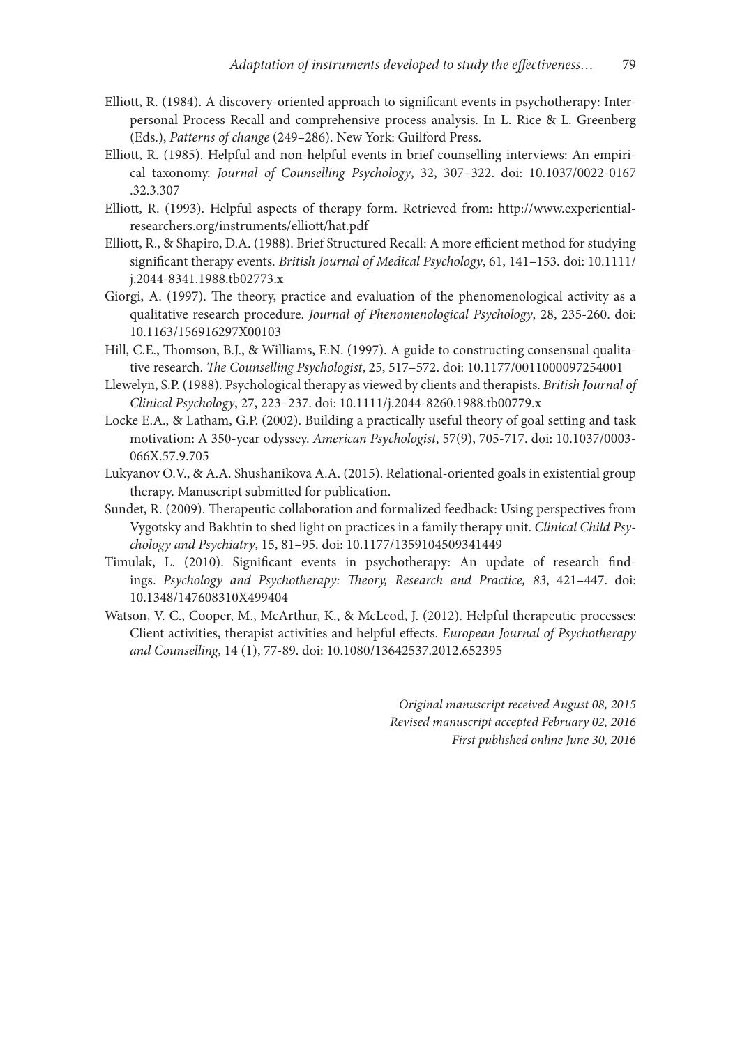Elliott, R. (1984). A discovery-oriented approach to significant events in psychotherapy: Interpersonal Process Recall and comprehensive process analysis. In L. Rice & L. Greenberg (Eds.), *Patterns of change* (249–286). New York: Guilford Press.

Elliott, R. (1985). Helpful and non-helpful events in brief counselling interviews: An empirical taxonomy. *Journal of Counselling Psychology*, 32, 307–322. doi: 10.1037/0022-0167.32.3.307

Elliott, R. (1993). Helpful aspects of therapy form. Retrieved from: http://www.experiential-researchers.org/instruments/elliott/hat.pdf

Elliott, R., & Shapiro, D.A. (1988). Brief Structured Recall: A more efficient method for studying significant therapy events. *British Journal of Medical Psychology*, 61, 141–153. doi: 10.1111/j.2044-8341.1988.tb02773.x

Giorgi, A. (1997). The theory, practice and evaluation of the phenomenological activity as a qualitative research procedure. *Journal of Phenomenological Psychology*, 28, 235-260. doi: 10.1163/156916297X00103

Hill, C.E., Thomson, B.J., & Williams, E.N. (1997). A guide to constructing consensual qualitative research. *The Counselling Psychologist*, 25, 517–572. doi: 10.1177/0011000097254001

Llewelyn, S.P. (1988). Psychological therapy as viewed by clients and therapists. *British Journal of Clinical Psychology*, 27, 223–237. doi: 10.1111/j.2044-8260.1988.tb00779.x

Locke E.A., & Latham, G.P. (2002). Building a practically useful theory of goal setting and task motivation: A 350-year odyssey. *American Psychologist*, 57(9), 705-717. doi: 10.1037/0003-066X.57.9.705

Lukyanov O.V., & A.A. Shushanikova A.A. (2015). Relational-oriented goals in existential group therapy. Manuscript submitted for publication.

Sundet, R. (2009). Therapeutic collaboration and formalized feedback: Using perspectives from Vygotsky and Bakhtin to shed light on practices in a family therapy unit. *Clinical Child Psychology and Psychiatry*, 15, 81–95. doi: 10.1177/1359104509341449

Timulak, L. (2010). Significant events in psychotherapy: An update of research findings. *Psychology and Psychotherapy: Theory, Research and Practice, 83*, 421–447. doi: 10.1348/147608310X499404

Watson, V. C., Cooper, M., McArthur, K., & McLeod, J. (2012). Helpful therapeutic processes: Client activities, therapist activities and helpful effects. *European Journal of Psychotherapy and Counselling*, 14 (1), 77-89. doi: 10.1080/13642537.2012.652395

*Original manuscript received August 08, 2015*
*Revised manuscript accepted February 02, 2016*
*First published online June 30, 2016*